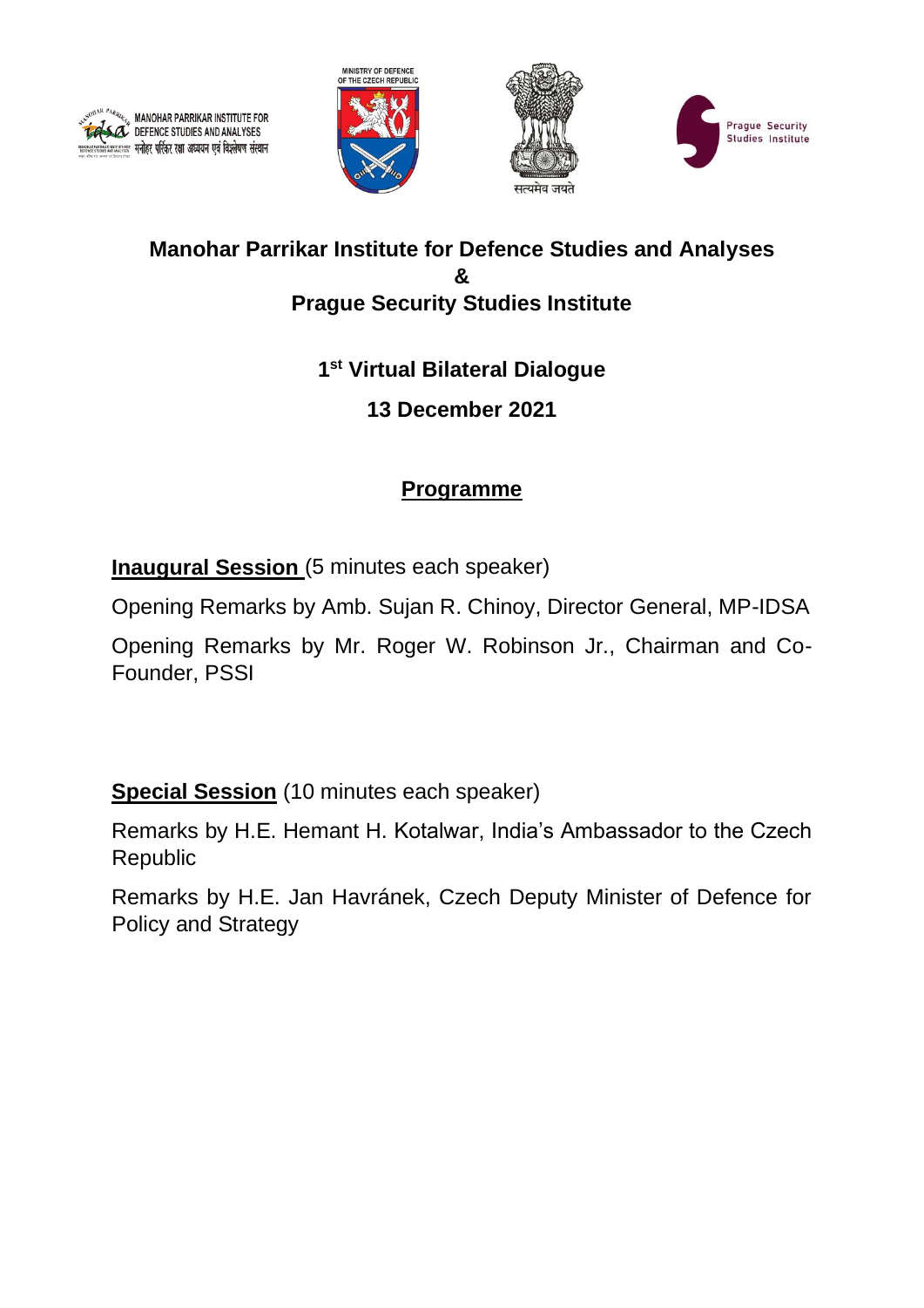# Manohar Parrikar Institute for Defence Studies and Analyses
# &
# Prague Security Studies Institute

## 1st Virtual Bilateral Dialogue

## 13 December 2021

## Programme

**Inaugural Session** (5 minutes each speaker)

Opening Remarks by Amb. Sujan R. Chinoy, Director General, MP-IDSA

Opening Remarks by Mr. Roger W. Robinson Jr., Chairman and Co-Founder, PSSI

**Special Session** (10 minutes each speaker)

Remarks by H.E. Hemant H. Kotalwar, India's Ambassador to the Czech Republic

Remarks by H.E. Jan Havránek, Czech Deputy Minister of Defence for Policy and Strategy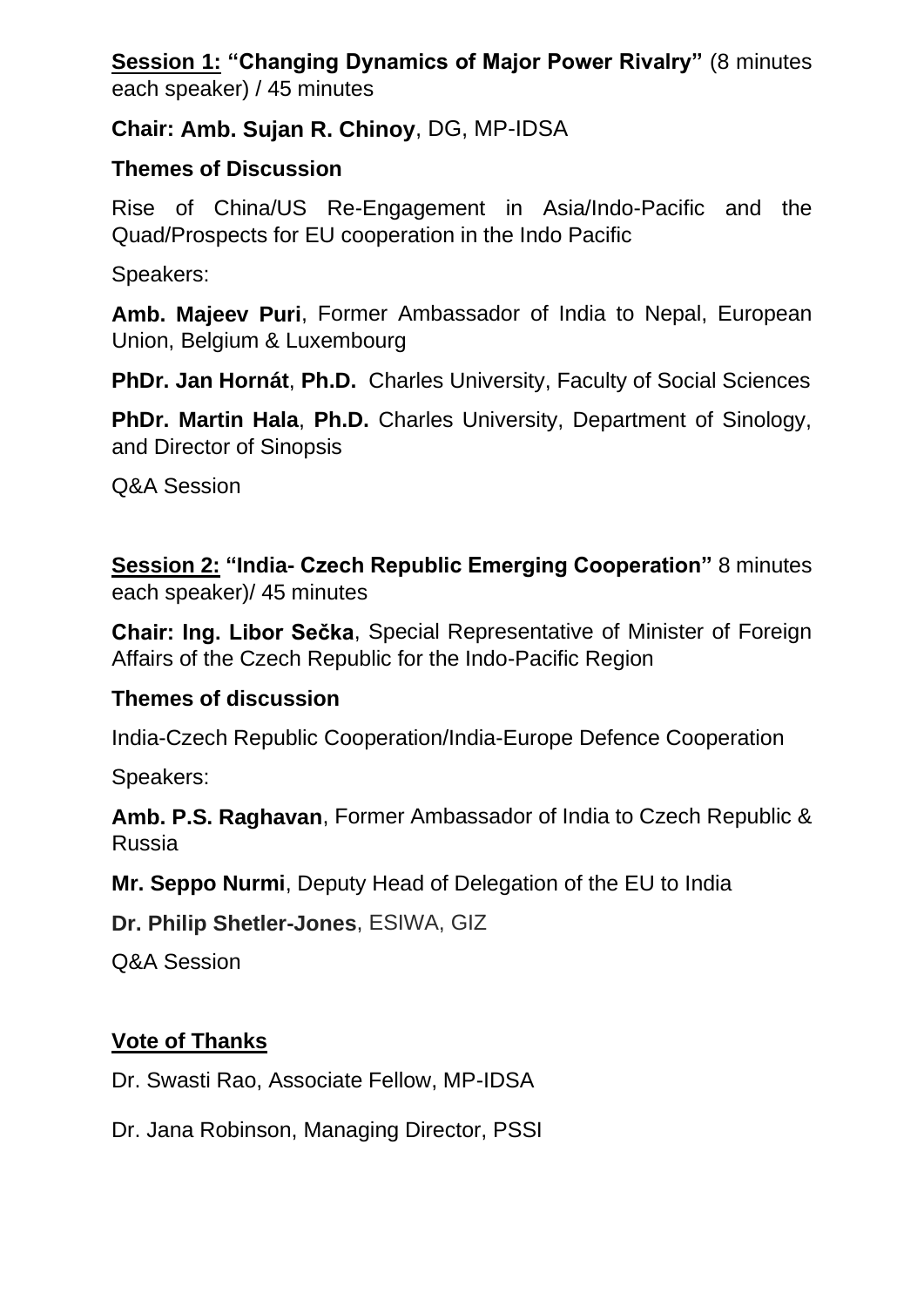**<u>Session 1:</u> "Changing Dynamics of Major Power Rivalry"** (8 minutes each speaker) / 45 minutes

**Chair: Amb. Sujan R. Chinoy**, DG, MP-IDSA

**Themes of Discussion**

Rise of China/US Re-Engagement in Asia/Indo-Pacific and the Quad/Prospects for EU cooperation in the Indo Pacific

Speakers:

**Amb. Majeev Puri**, Former Ambassador of India to Nepal, European Union, Belgium & Luxembourg

**PhDr. Jan Hornát**, **Ph.D.** Charles University, Faculty of Social Sciences

**PhDr. Martin Hala**, **Ph.D.** Charles University, Department of Sinology, and Director of Sinopsis

Q&A Session

**<u>Session 2:</u> "India- Czech Republic Emerging Cooperation"** 8 minutes each speaker)/ 45 minutes

**Chair: Ing. Libor Sečka**, Special Representative of Minister of Foreign Affairs of the Czech Republic for the Indo-Pacific Region

**Themes of discussion**

India-Czech Republic Cooperation/India-Europe Defence Cooperation

Speakers:

**Amb. P.S. Raghavan**, Former Ambassador of India to Czech Republic & Russia

**Mr. Seppo Nurmi**, Deputy Head of Delegation of the EU to India

**Dr. Philip Shetler-Jones**, ESIWA, GIZ

Q&A Session

**<u>Vote of Thanks</u>**

Dr. Swasti Rao, Associate Fellow, MP-IDSA

Dr. Jana Robinson, Managing Director, PSSI